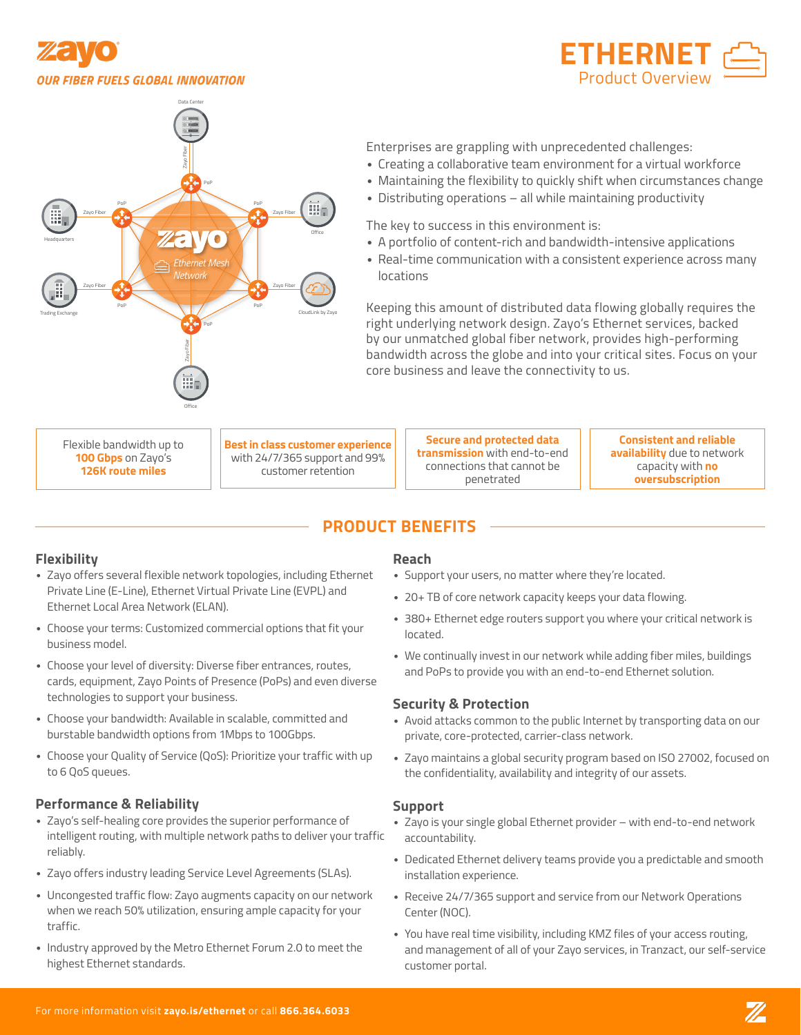zayo

*OUR FIBER FUELS GLOBAL INNOVATION*

# ETHERNET
## Product Overview

Enterprises are grappling with unprecedented challenges:

- Creating a collaborative team environment for a virtual workforce
- Maintaining the flexibility to quickly shift when circumstances change
- Distributing operations – all while maintaining productivity

The key to success in this environment is:

- A portfolio of content-rich and bandwidth-intensive applications
- Real-time communication with a consistent experience across many locations

Keeping this amount of distributed data flowing globally requires the right underlying network design. Zayo's Ethernet services, backed by our unmatched global fiber network, provides high-performing bandwidth across the globe and into your critical sites. Focus on your core business and leave the connectivity to us.

| Flexible bandwidth up to **100 Gbps** on Zayo's **126K route miles** | **Best in class customer experience** with 24/7/365 support and 99% customer retention | **Secure and protected data transmission** with end-to-end connections that cannot be penetrated | **Consistent and reliable availability** due to network capacity with **no oversubscription** |
|---|---|---|---|

## PRODUCT BENEFITS

### Flexibility

- Zayo offers several flexible network topologies, including Ethernet Private Line (E-Line), Ethernet Virtual Private Line (EVPL) and Ethernet Local Area Network (ELAN).
- Choose your terms: Customized commercial options that fit your business model.
- Choose your level of diversity: Diverse fiber entrances, routes, cards, equipment, Zayo Points of Presence (PoPs) and even diverse technologies to support your business.
- Choose your bandwidth: Available in scalable, committed and burstable bandwidth options from 1Mbps to 100Gbps.
- Choose your Quality of Service (QoS): Prioritize your traffic with up to 6 QoS queues.

### Performance & Reliability

- Zayo's self-healing core provides the superior performance of intelligent routing, with multiple network paths to deliver your traffic reliably.
- Zayo offers industry leading Service Level Agreements (SLAs).
- Uncongested traffic flow: Zayo augments capacity on our network when we reach 50% utilization, ensuring ample capacity for your traffic.
- Industry approved by the Metro Ethernet Forum 2.0 to meet the highest Ethernet standards.

### Reach

- Support your users, no matter where they're located.
- 20+ TB of core network capacity keeps your data flowing.
- 380+ Ethernet edge routers support you where your critical network is located.
- We continually invest in our network while adding fiber miles, buildings and PoPs to provide you with an end-to-end Ethernet solution.

### Security & Protection

- Avoid attacks common to the public Internet by transporting data on our private, core-protected, carrier-class network.
- Zayo maintains a global security program based on ISO 27002, focused on the confidentiality, availability and integrity of our assets.

### Support

- Zayo is your single global Ethernet provider – with end-to-end network accountability.
- Dedicated Ethernet delivery teams provide you a predictable and smooth installation experience.
- Receive 24/7/365 support and service from our Network Operations Center (NOC).
- You have real time visibility, including KMZ files of your access routing, and management of all of your Zayo services, in Tranzact, our self-service customer portal.

For more information visit **zayo.is/ethernet** or call **866.364.6033**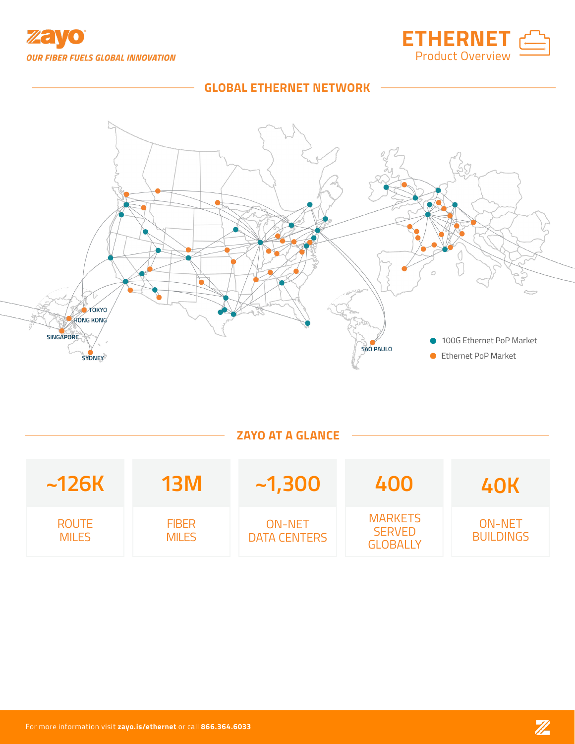**zayo**

***OUR FIBER FUELS GLOBAL INNOVATION***

**ETHERNET**
Product Overview

## GLOBAL ETHERNET NETWORK

TOKYO
HONG KONG
SINGAPORE
SYDNEY
SAO PAULO

100G Ethernet PoP Market
Ethernet PoP Market

## ZAYO AT A GLANCE

| | | | | |
|---|---|---|---|---|
| ~126K | 13M | ~1,300 | 400 | 40K |
| ROUTE MILES | FIBER MILES | ON-NET DATA CENTERS | MARKETS SERVED GLOBALLY | ON-NET BUILDINGS |

For more information visit **zayo.is/ethernet** or call **866.364.6033**